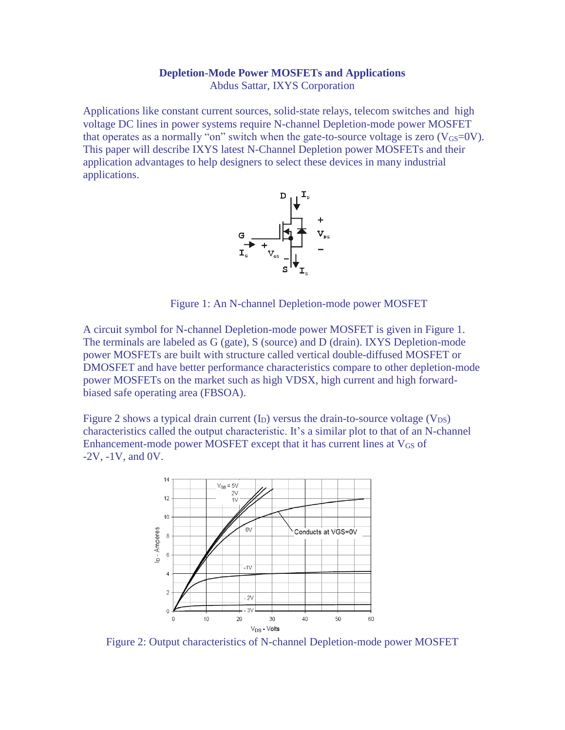# Depletion-Mode Power MOSFETs and Applications

Abdus Sattar, IXYS Corporation

Applications like constant current sources, solid-state relays, telecom switches and high voltage DC lines in power systems require N-channel Depletion-mode power MOSFET that operates as a normally "on" switch when the gate-to-source voltage is zero ($V_{GS}$=0V). This paper will describe IXYS latest N-Channel Depletion power MOSFETs and their application advantages to help designers to select these devices in many industrial applications.

Figure 1: An N-channel Depletion-mode power MOSFET

A circuit symbol for N-channel Depletion-mode power MOSFET is given in Figure 1. The terminals are labeled as G (gate), S (source) and D (drain). IXYS Depletion-mode power MOSFETs are built with structure called vertical double-diffused MOSFET or DMOSFET and have better performance characteristics compare to other depletion-mode power MOSFETs on the market such as high VDSX, high current and high forward-biased safe operating area (FBSOA).

Figure 2 shows a typical drain current ($I_D$) versus the drain-to-source voltage ($V_{DS}$) characteristics called the output characteristic. It's a similar plot to that of an N-channel Enhancement-mode power MOSFET except that it has current lines at $V_{GS}$ of -2V, -1V, and 0V.

Figure 2: Output characteristics of N-channel Depletion-mode power MOSFET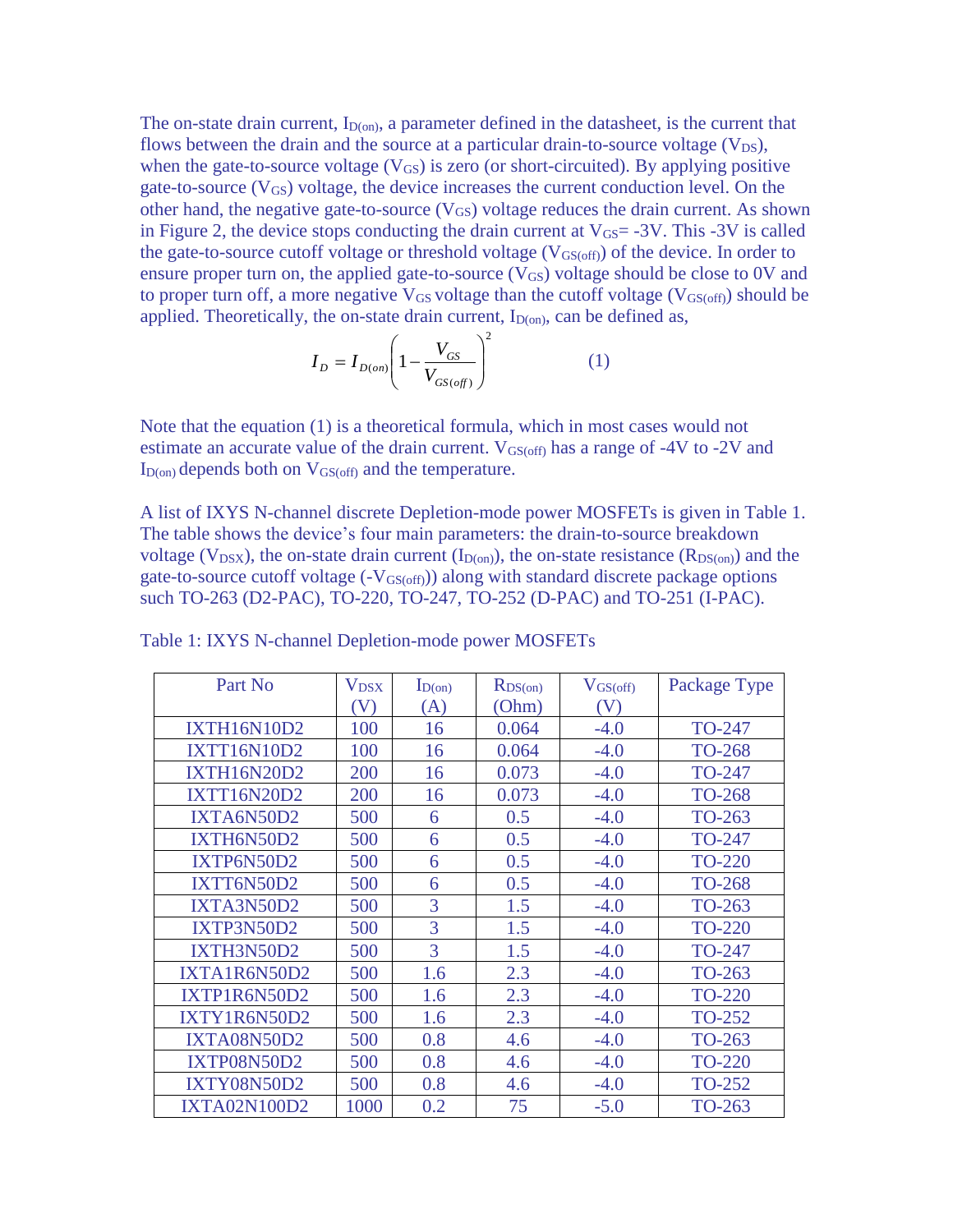The on-state drain current, $I_{D(on)}$, a parameter defined in the datasheet, is the current that flows between the drain and the source at a particular drain-to-source voltage ($V_{DS}$), when the gate-to-source voltage ($V_{GS}$) is zero (or short-circuited). By applying positive gate-to-source ($V_{GS}$) voltage, the device increases the current conduction level. On the other hand, the negative gate-to-source ($V_{GS}$) voltage reduces the drain current. As shown in Figure 2, the device stops conducting the drain current at $V_{GS}$= -3V. This -3V is called the gate-to-source cutoff voltage or threshold voltage ($V_{GS(off)}$) of the device. In order to ensure proper turn on, the applied gate-to-source ($V_{GS}$) voltage should be close to 0V and to proper turn off, a more negative $V_{GS}$ voltage than the cutoff voltage ($V_{GS(off)}$) should be applied. Theoretically, the on-state drain current, $I_{D(on)}$, can be defined as,

$$I_D = I_{D(on)}\left(1 - \frac{V_{GS}}{V_{GS(off)}}\right)^2 \qquad (1)$$

Note that the equation (1) is a theoretical formula, which in most cases would not estimate an accurate value of the drain current. $V_{GS(off)}$ has a range of -4V to -2V and $I_{D(on)}$ depends both on $V_{GS(off)}$ and the temperature.

A list of IXYS N-channel discrete Depletion-mode power MOSFETs is given in Table 1. The table shows the device's four main parameters: the drain-to-source breakdown voltage ($V_{DSX}$), the on-state drain current ($I_{D(on)}$), the on-state resistance ($R_{DS(on)}$) and the gate-to-source cutoff voltage ($-V_{GS(off)}$)) along with standard discrete package options such TO-263 (D2-PAC), TO-220, TO-247, TO-252 (D-PAC) and TO-251 (I-PAC).

Table 1: IXYS N-channel Depletion-mode power MOSFETs

| Part No | $V_{DSX}$ (V) | $I_{D(on)}$ (A) | $R_{DS(on)}$ (Ohm) | $V_{GS(off)}$ (V) | Package Type |
|---|---|---|---|---|---|
| IXTH16N10D2 | 100 | 16 | 0.064 | -4.0 | TO-247 |
| IXTT16N10D2 | 100 | 16 | 0.064 | -4.0 | TO-268 |
| IXTH16N20D2 | 200 | 16 | 0.073 | -4.0 | TO-247 |
| IXTT16N20D2 | 200 | 16 | 0.073 | -4.0 | TO-268 |
| IXTA6N50D2 | 500 | 6 | 0.5 | -4.0 | TO-263 |
| IXTH6N50D2 | 500 | 6 | 0.5 | -4.0 | TO-247 |
| IXTP6N50D2 | 500 | 6 | 0.5 | -4.0 | TO-220 |
| IXTT6N50D2 | 500 | 6 | 0.5 | -4.0 | TO-268 |
| IXTA3N50D2 | 500 | 3 | 1.5 | -4.0 | TO-263 |
| IXTP3N50D2 | 500 | 3 | 1.5 | -4.0 | TO-220 |
| IXTH3N50D2 | 500 | 3 | 1.5 | -4.0 | TO-247 |
| IXTA1R6N50D2 | 500 | 1.6 | 2.3 | -4.0 | TO-263 |
| IXTP1R6N50D2 | 500 | 1.6 | 2.3 | -4.0 | TO-220 |
| IXTY1R6N50D2 | 500 | 1.6 | 2.3 | -4.0 | TO-252 |
| IXTA08N50D2 | 500 | 0.8 | 4.6 | -4.0 | TO-263 |
| IXTP08N50D2 | 500 | 0.8 | 4.6 | -4.0 | TO-220 |
| IXTY08N50D2 | 500 | 0.8 | 4.6 | -4.0 | TO-252 |
| IXTA02N100D2 | 1000 | 0.2 | 75 | -5.0 | TO-263 |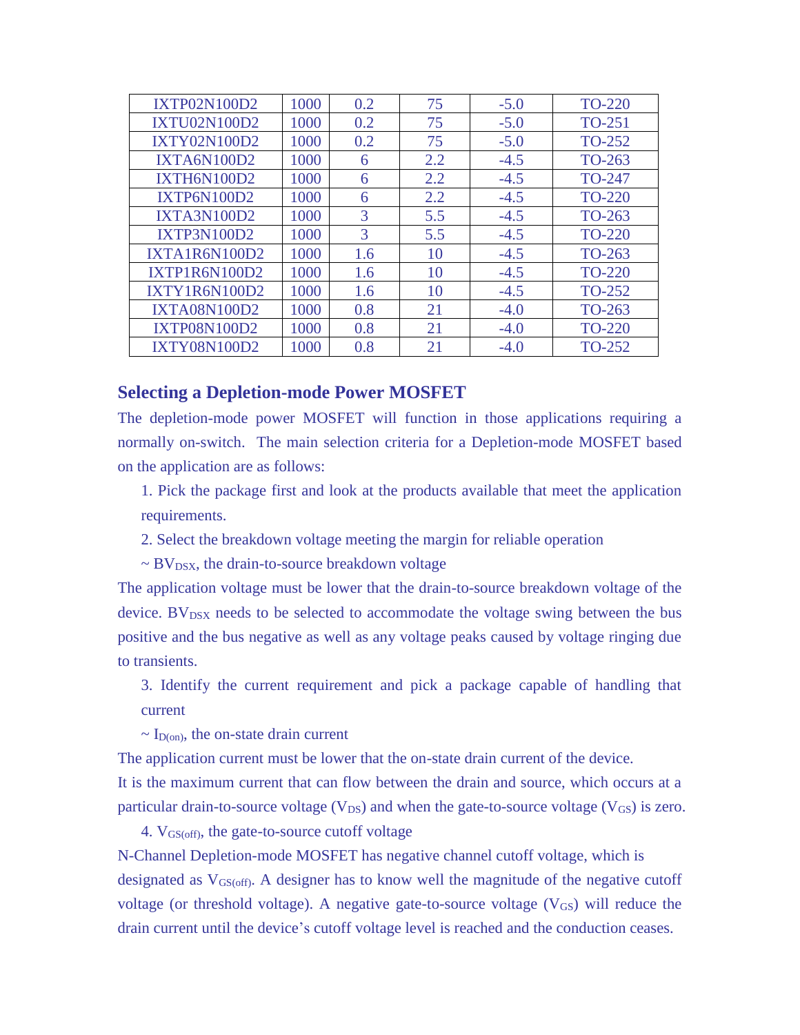| IXTP02N100D2 | 1000 | 0.2 | 75 | -5.0 | TO-220 |
|---|---|---|---|---|---|
| IXTU02N100D2 | 1000 | 0.2 | 75 | -5.0 | TO-251 |
| IXTY02N100D2 | 1000 | 0.2 | 75 | -5.0 | TO-252 |
| IXTA6N100D2 | 1000 | 6 | 2.2 | -4.5 | TO-263 |
| IXTH6N100D2 | 1000 | 6 | 2.2 | -4.5 | TO-247 |
| IXTP6N100D2 | 1000 | 6 | 2.2 | -4.5 | TO-220 |
| IXTA3N100D2 | 1000 | 3 | 5.5 | -4.5 | TO-263 |
| IXTP3N100D2 | 1000 | 3 | 5.5 | -4.5 | TO-220 |
| IXTA1R6N100D2 | 1000 | 1.6 | 10 | -4.5 | TO-263 |
| IXTP1R6N100D2 | 1000 | 1.6 | 10 | -4.5 | TO-220 |
| IXTY1R6N100D2 | 1000 | 1.6 | 10 | -4.5 | TO-252 |
| IXTA08N100D2 | 1000 | 0.8 | 21 | -4.0 | TO-263 |
| IXTP08N100D2 | 1000 | 0.8 | 21 | -4.0 | TO-220 |
| IXTY08N100D2 | 1000 | 0.8 | 21 | -4.0 | TO-252 |

## Selecting a Depletion-mode Power MOSFET

The depletion-mode power MOSFET will function in those applications requiring a normally on-switch. The main selection criteria for a Depletion-mode MOSFET based on the application are as follows:

1. Pick the package first and look at the products available that meet the application requirements.
2. Select the breakdown voltage meeting the margin for reliable operation

   ~ $BV_{DSX}$, the drain-to-source breakdown voltage

The application voltage must be lower that the drain-to-source breakdown voltage of the device. $BV_{DSX}$ needs to be selected to accommodate the voltage swing between the bus positive and the bus negative as well as any voltage peaks caused by voltage ringing due to transients.

3. Identify the current requirement and pick a package capable of handling that current

   ~ $I_{D(on)}$, the on-state drain current

The application current must be lower that the on-state drain current of the device. It is the maximum current that can flow between the drain and source, which occurs at a particular drain-to-source voltage ($V_{DS}$) and when the gate-to-source voltage ($V_{GS}$) is zero.

4. $V_{GS(off)}$, the gate-to-source cutoff voltage

N-Channel Depletion-mode MOSFET has negative channel cutoff voltage, which is designated as $V_{GS(off)}$. A designer has to know well the magnitude of the negative cutoff voltage (or threshold voltage). A negative gate-to-source voltage ($V_{GS}$) will reduce the drain current until the device's cutoff voltage level is reached and the conduction ceases.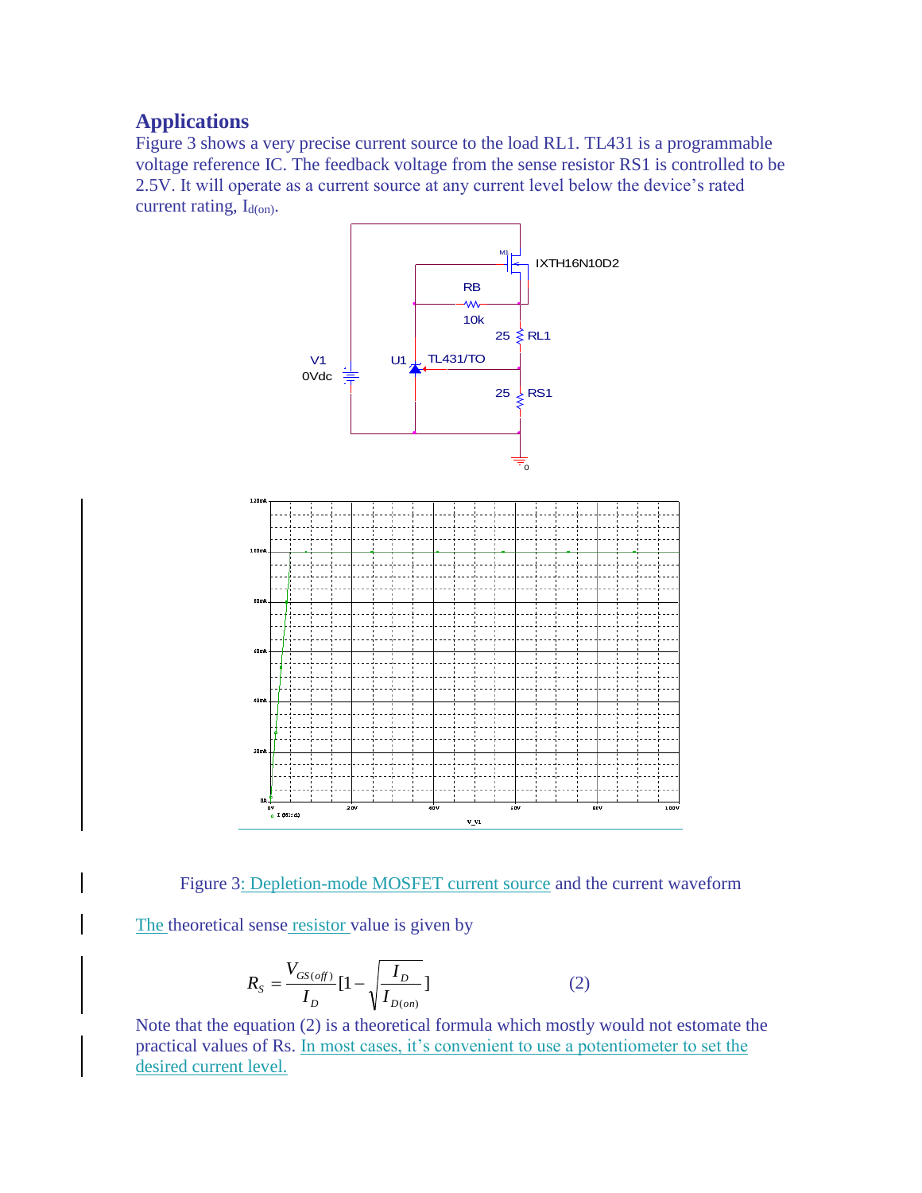## Applications

Figure 3 shows a very precise current source to the load RL1. TL431 is a programmable voltage reference IC. The feedback voltage from the sense resistor RS1 is controlled to be 2.5V. It will operate as a current source at any current level below the device's rated current rating, $I_{d(on)}$.

Figure 3: Depletion-mode MOSFET current source and the current waveform

The theoretical sense resistor value is given by

$$R_S = \frac{V_{GS(off)}}{I_D}\left[1 - \sqrt{\frac{I_D}{I_{D(on)}}}\right] \qquad (2)$$

Note that the equation (2) is a theoretical formula which mostly would not estomate the practical values of Rs. In most cases, it's convenient to use a potentiometer to set the desired current level.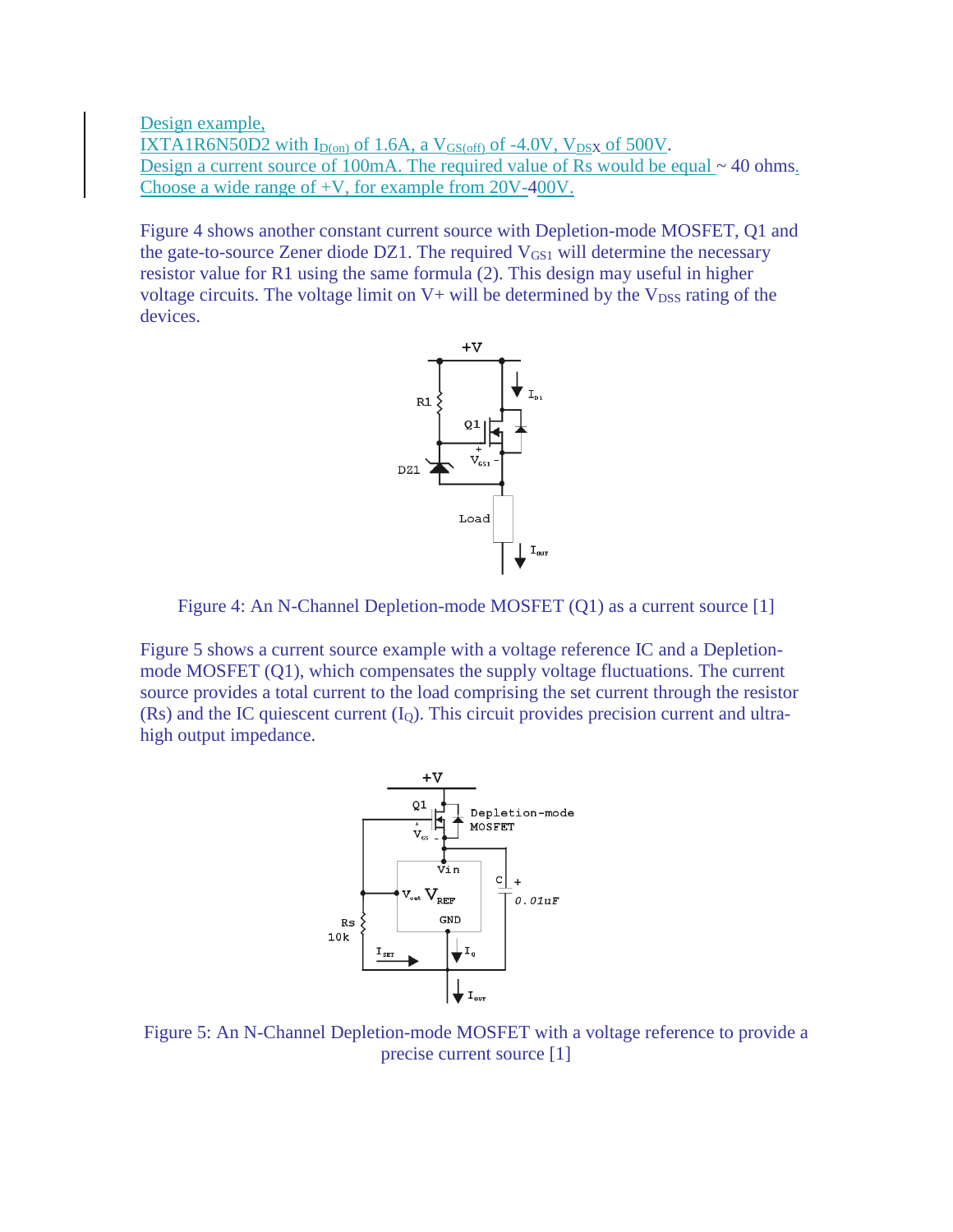Design example,

IXTA1R6N50D2 with $I_{D(on)}$ of 1.6A, a $V_{GS(off)}$ of -4.0V, $V_{DS}$x of 500V.

Design a current source of 100mA. The required value of Rs would be equal ~ 40 ohms.

Choose a wide range of +V, for example from 20V-400V.

Figure 4 shows another constant current source with Depletion-mode MOSFET, Q1 and the gate-to-source Zener diode DZ1. The required $V_{GS1}$ will determine the necessary resistor value for R1 using the same formula (2). This design may useful in higher voltage circuits. The voltage limit on V+ will be determined by the $V_{DSS}$ rating of the devices.

Figure 4: An N-Channel Depletion-mode MOSFET (Q1) as a current source [1]

Figure 5 shows a current source example with a voltage reference IC and a Depletion-mode MOSFET (Q1), which compensates the supply voltage fluctuations. The current source provides a total current to the load comprising the set current through the resistor (Rs) and the IC quiescent current ($I_Q$). This circuit provides precision current and ultra-high output impedance.

Figure 5: An N-Channel Depletion-mode MOSFET with a voltage reference to provide a precise current source [1]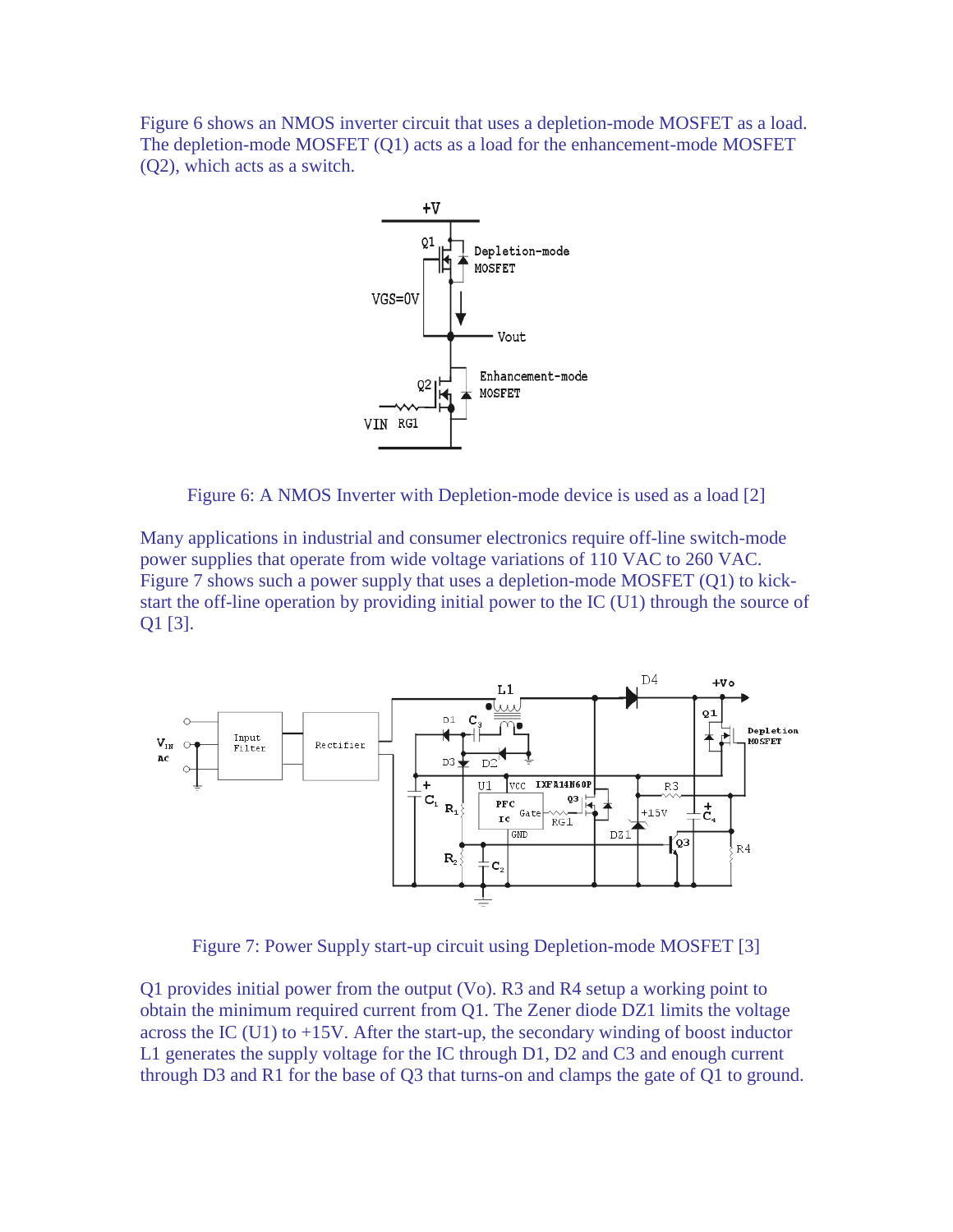Figure 6 shows an NMOS inverter circuit that uses a depletion-mode MOSFET as a load. The depletion-mode MOSFET (Q1) acts as a load for the enhancement-mode MOSFET (Q2), which acts as a switch.

Figure 6: A NMOS Inverter with Depletion-mode device is used as a load [2]

Many applications in industrial and consumer electronics require off-line switch-mode power supplies that operate from wide voltage variations of 110 VAC to 260 VAC. Figure 7 shows such a power supply that uses a depletion-mode MOSFET (Q1) to kick-start the off-line operation by providing initial power to the IC (U1) through the source of Q1 [3].

Figure 7: Power Supply start-up circuit using Depletion-mode MOSFET [3]

Q1 provides initial power from the output (Vo). R3 and R4 setup a working point to obtain the minimum required current from Q1. The Zener diode DZ1 limits the voltage across the IC (U1) to +15V. After the start-up, the secondary winding of boost inductor L1 generates the supply voltage for the IC through D1, D2 and C3 and enough current through D3 and R1 for the base of Q3 that turns-on and clamps the gate of Q1 to ground.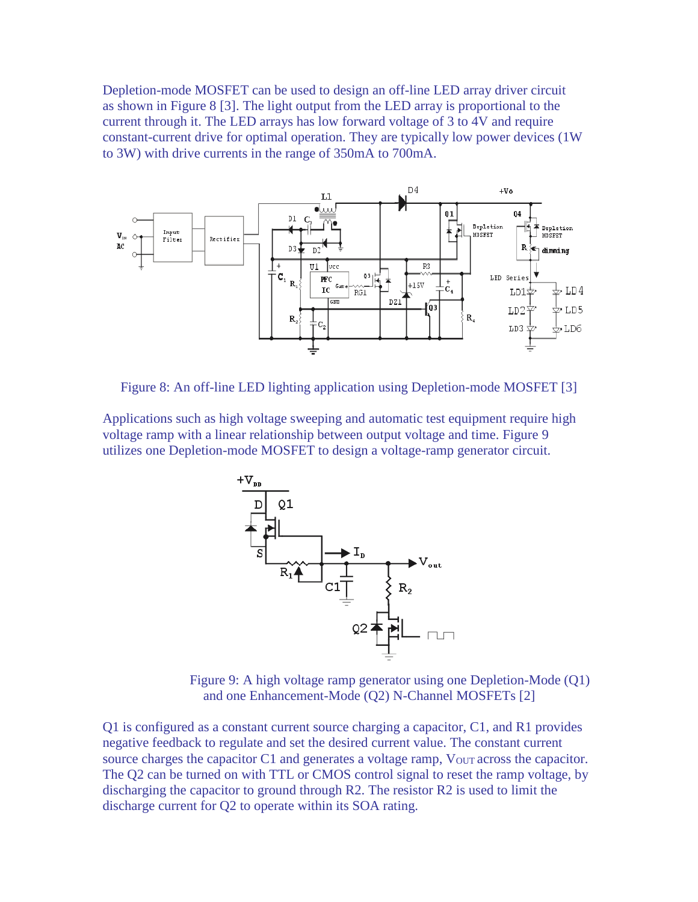Depletion-mode MOSFET can be used to design an off-line LED array driver circuit as shown in Figure 8 [3]. The light output from the LED array is proportional to the current through it. The LED arrays has low forward voltage of 3 to 4V and require constant-current drive for optimal operation. They are typically low power devices (1W to 3W) with drive currents in the range of 350mA to 700mA.

Figure 8: An off-line LED lighting application using Depletion-mode MOSFET [3]

Applications such as high voltage sweeping and automatic test equipment require high voltage ramp with a linear relationship between output voltage and time. Figure 9 utilizes one Depletion-mode MOSFET to design a voltage-ramp generator circuit.

Figure 9: A high voltage ramp generator using one Depletion-Mode (Q1) and one Enhancement-Mode (Q2) N-Channel MOSFETs [2]

Q1 is configured as a constant current source charging a capacitor, C1, and R1 provides negative feedback to regulate and set the desired current value. The constant current source charges the capacitor C1 and generates a voltage ramp, $V_{OUT}$ across the capacitor. The Q2 can be turned on with TTL or CMOS control signal to reset the ramp voltage, by discharging the capacitor to ground through R2. The resistor R2 is used to limit the discharge current for Q2 to operate within its SOA rating.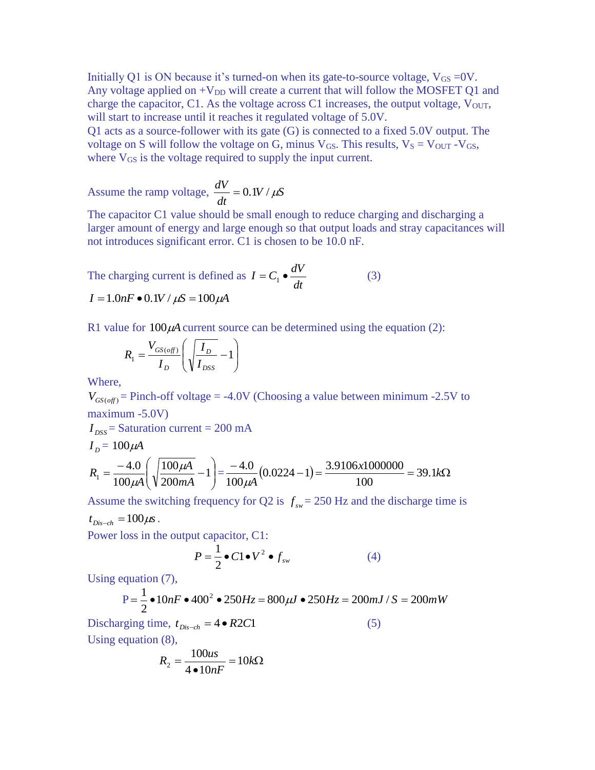Initially Q1 is ON because it's turned-on when its gate-to-source voltage, $V_{GS}$ =0V. Any voltage applied on $+V_{DD}$ will create a current that will follow the MOSFET Q1 and charge the capacitor, C1. As the voltage across C1 increases, the output voltage, $V_{OUT}$, will start to increase until it reaches it regulated voltage of 5.0V.
Q1 acts as a source-follower with its gate (G) is connected to a fixed 5.0V output. The voltage on S will follow the voltage on G, minus $V_{GS}$. This results, $V_S = V_{OUT} - V_{GS}$, where $V_{GS}$ is the voltage required to supply the input current.

Assume the ramp voltage, $\frac{dV}{dt} = 0.1V / \mu S$

The capacitor C1 value should be small enough to reduce charging and discharging a larger amount of energy and large enough so that output loads and stray capacitances will not introduces significant error. C1 is chosen to be 10.0 nF.

The charging current is defined as $I = C_1 \bullet \frac{dV}{dt}$ (3)

$I = 1.0nF \bullet 0.1V / \mu S = 100\mu A$

R1 value for $100\mu A$ current source can be determined using the equation (2):

$$R_1 = \frac{V_{GS(off)}}{I_D}\left(\sqrt{\frac{I_D}{I_{DSS}}} - 1\right)$$

Where,

$V_{GS(off)}$ = Pinch-off voltage = -4.0V (Choosing a value between minimum -2.5V to maximum -5.0V)

$I_{DSS}$ = Saturation current = 200 mA

$I_D$ = $100\mu A$

$$R_1 = \frac{-4.0}{100\mu A}\left(\sqrt{\frac{100\mu A}{200mA}} - 1\right) = \frac{-4.0}{100\mu A}(0.0224 - 1) = \frac{3.9106x1000000}{100} = 39.1k\Omega$$

Assume the switching frequency for Q2 is $f_{sw}$ = 250 Hz and the discharge time is $t_{Dis-ch} = 100\mu s$.

Power loss in the output capacitor, C1:

$$P = \frac{1}{2} \bullet C1 \bullet V^2 \bullet f_{sw} \qquad (4)$$

Using equation (7),

$$P = \frac{1}{2} \bullet 10nF \bullet 400^2 \bullet 250Hz = 800\mu J \bullet 250Hz = 200mJ / S = 200mW$$

Discharging time, $t_{Dis-ch} = 4 \bullet R2C1$ (5)

Using equation (8),

$$R_2 = \frac{100us}{4 \bullet 10nF} = 10k\Omega$$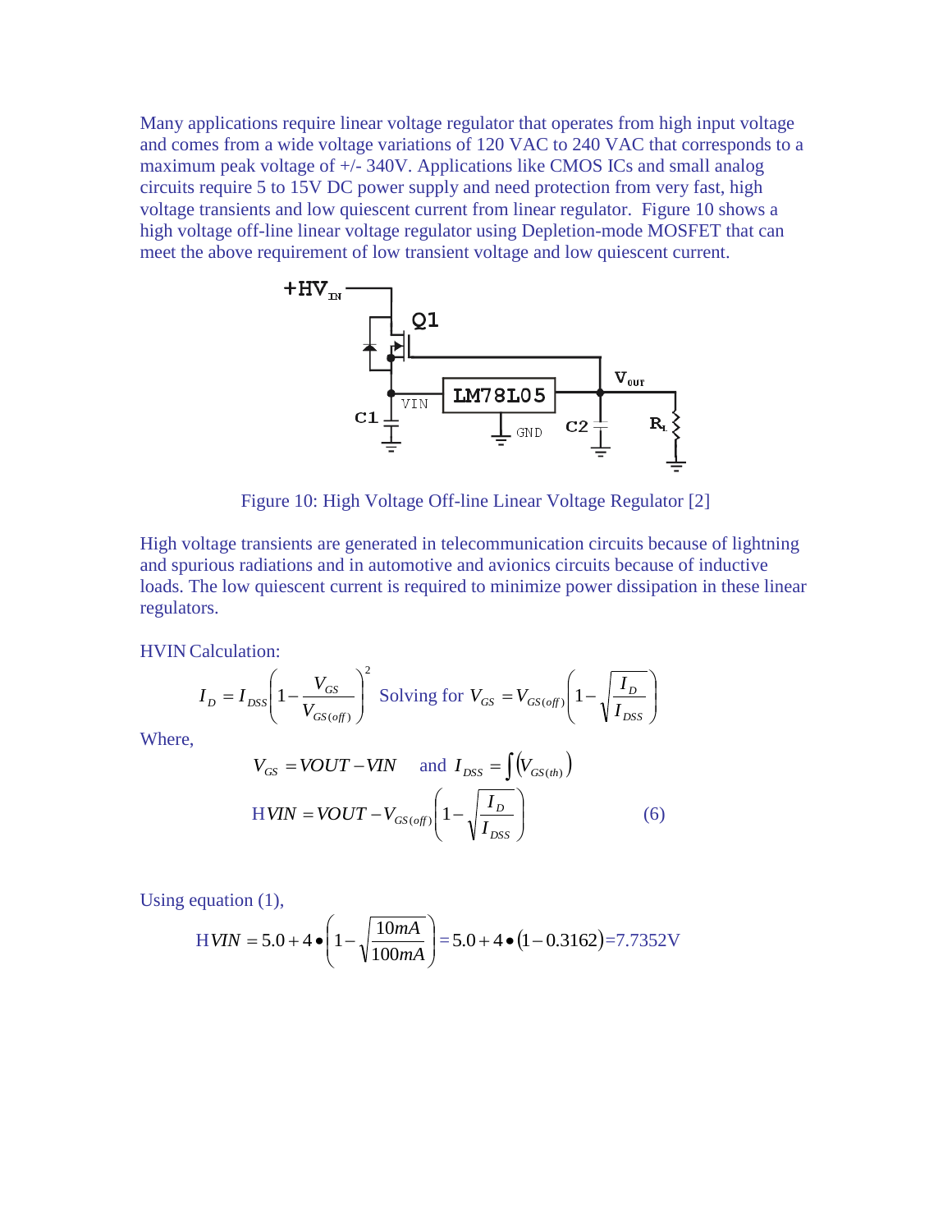Many applications require linear voltage regulator that operates from high input voltage and comes from a wide voltage variations of 120 VAC to 240 VAC that corresponds to a maximum peak voltage of +/- 340V. Applications like CMOS ICs and small analog circuits require 5 to 15V DC power supply and need protection from very fast, high voltage transients and low quiescent current from linear regulator. Figure 10 shows a high voltage off-line linear voltage regulator using Depletion-mode MOSFET that can meet the above requirement of low transient voltage and low quiescent current.

Figure 10: High Voltage Off-line Linear Voltage Regulator [2]

High voltage transients are generated in telecommunication circuits because of lightning and spurious radiations and in automotive and avionics circuits because of inductive loads. The low quiescent current is required to minimize power dissipation in these linear regulators.

HVIN Calculation:

$$I_D = I_{DSS}\left(1 - \frac{V_{GS}}{V_{GS(off)}}\right)^2 \quad \text{Solving for } V_{GS} = V_{GS(off)}\left(1 - \sqrt{\frac{I_D}{I_{DSS}}}\right)$$

Where,

$$V_{GS} = VOUT - VIN \quad \text{and } I_{DSS} = \int\left(V_{GS(th)}\right)$$

$$HVIN = VOUT - V_{GS(off)}\left(1 - \sqrt{\frac{I_D}{I_{DSS}}}\right) \qquad (6)$$

Using equation (1),

$$HVIN = 5.0 + 4 \bullet \left(1 - \sqrt{\frac{10mA}{100mA}}\right) = 5.0 + 4 \bullet (1 - 0.3162) = 7.7352\text{V}$$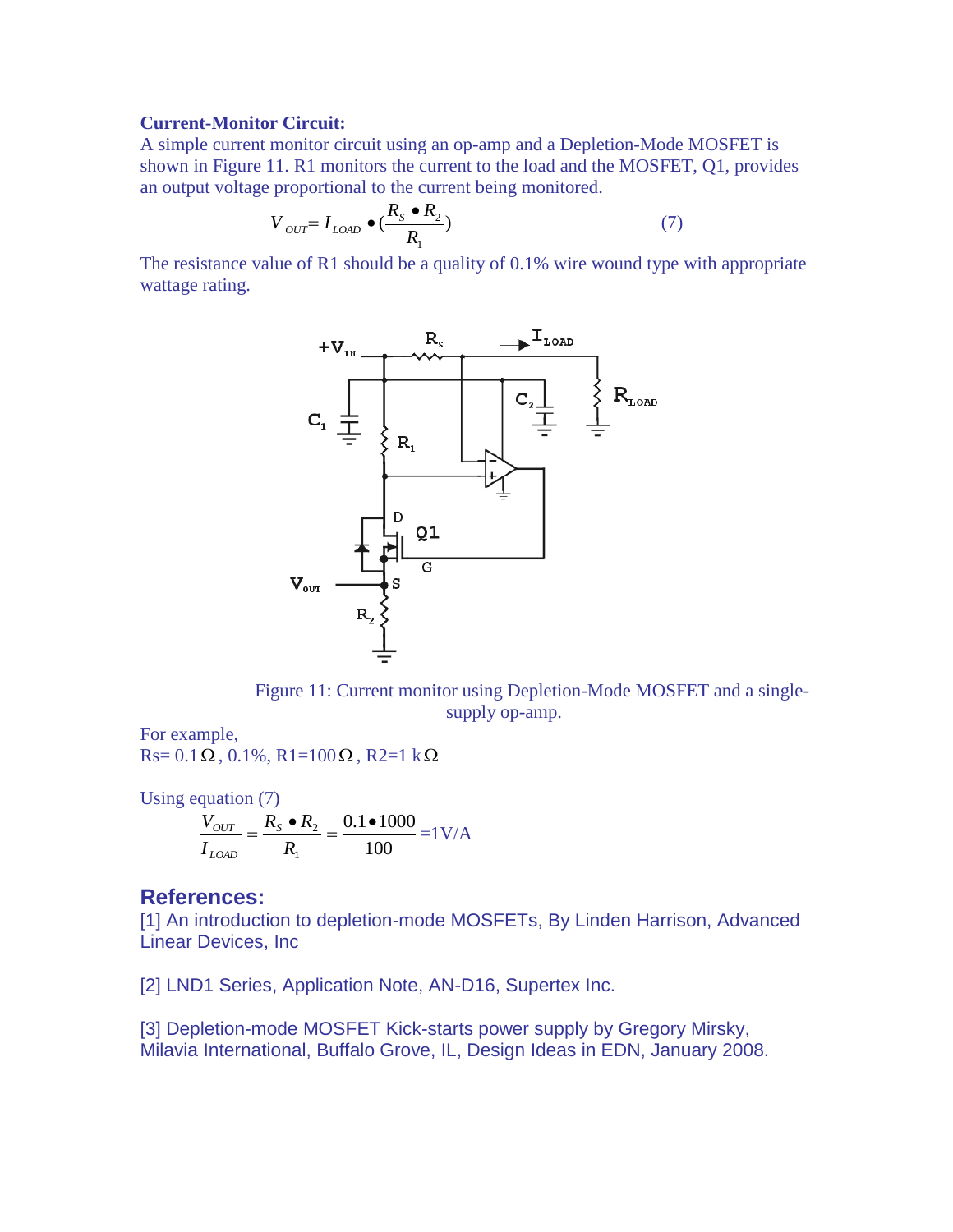**Current-Monitor Circuit:**

A simple current monitor circuit using an op-amp and a Depletion-Mode MOSFET is shown in Figure 11. R1 monitors the current to the load and the MOSFET, Q1, provides an output voltage proportional to the current being monitored.

$$V_{OUT} = I_{LOAD} \bullet \left(\frac{R_S \bullet R_2}{R_1}\right) \qquad (7)$$

The resistance value of R1 should be a quality of 0.1% wire wound type with appropriate wattage rating.

Figure 11: Current monitor using Depletion-Mode MOSFET and a single-supply op-amp.

For example,
Rs= 0.1Ω, 0.1%, R1=100Ω, R2=1 kΩ

Using equation (7)

$$\frac{V_{OUT}}{I_{LOAD}} = \frac{R_S \bullet R_2}{R_1} = \frac{0.1 \bullet 1000}{100} = 1\text{V/A}$$

## References:

[1] An introduction to depletion-mode MOSFETs, By Linden Harrison, Advanced Linear Devices, Inc

[2] LND1 Series, Application Note, AN-D16, Supertex Inc.

[3] Depletion-mode MOSFET Kick-starts power supply by Gregory Mirsky, Milavia International, Buffalo Grove, IL, Design Ideas in EDN, January 2008.